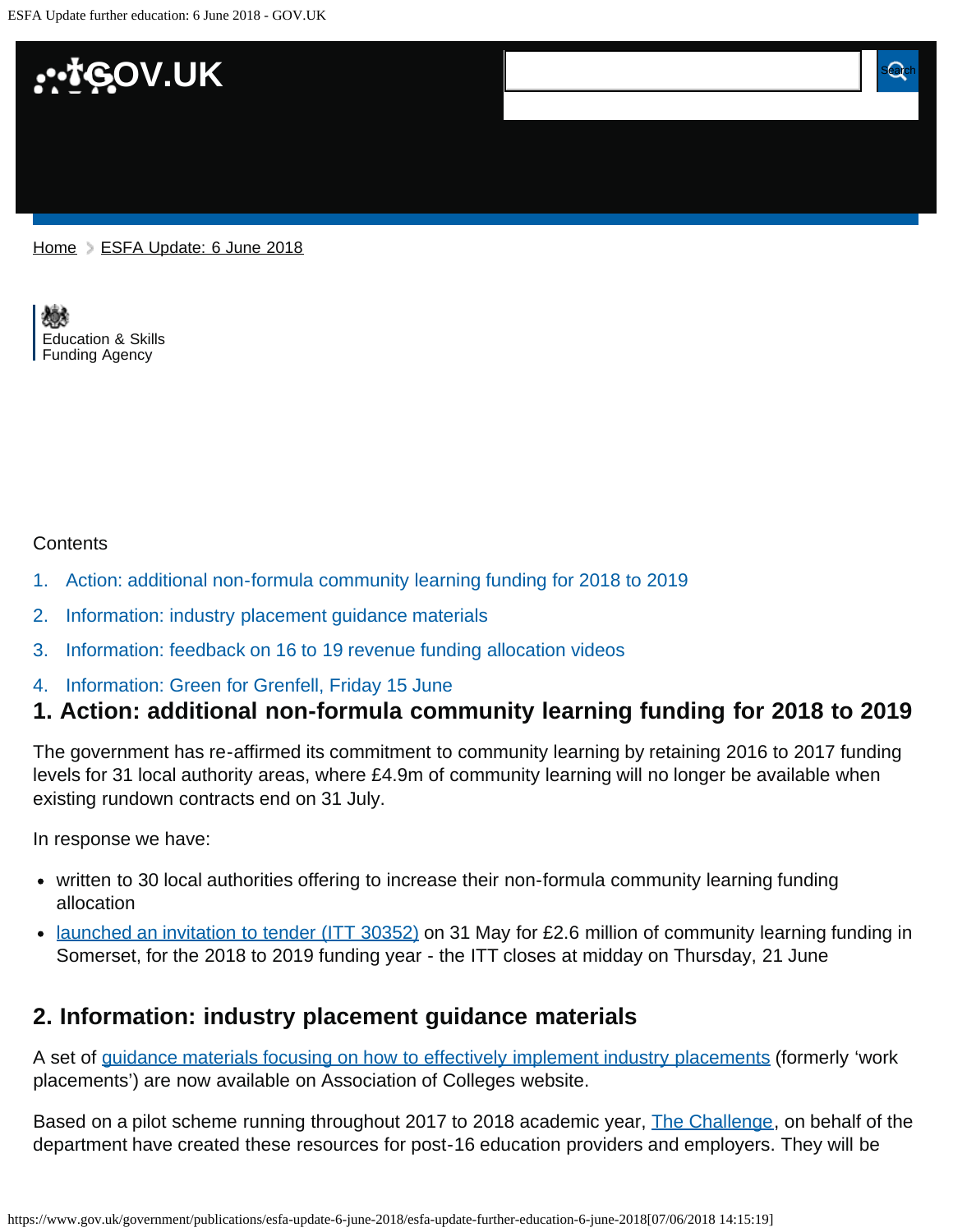Home > ESFA Update: 6 June 2018

Education & Skills Funding Agency

Contents

1. Action: additional non-formula community learning funding for 2018 to 2019
2. Information: industry placement guidance materials
3. Information: feedback on 16 to 19 revenue funding allocation videos
4. Information: Green for Grenfell, Friday 15 June

## 1. Action: additional non-formula community learning funding for 2018 to 2019

The government has re-affirmed its commitment to community learning by retaining 2016 to 2017 funding levels for 31 local authority areas, where £4.9m of community learning will no longer be available when existing rundown contracts end on 31 July.

In response we have:

- written to 30 local authorities offering to increase their non-formula community learning funding allocation
- launched an invitation to tender (ITT 30352) on 31 May for £2.6 million of community learning funding in Somerset, for the 2018 to 2019 funding year - the ITT closes at midday on Thursday, 21 June

## 2. Information: industry placement guidance materials

A set of guidance materials focusing on how to effectively implement industry placements (formerly 'work placements') are now available on Association of Colleges website.

Based on a pilot scheme running throughout 2017 to 2018 academic year, The Challenge, on behalf of the department have created these resources for post-16 education providers and employers. They will be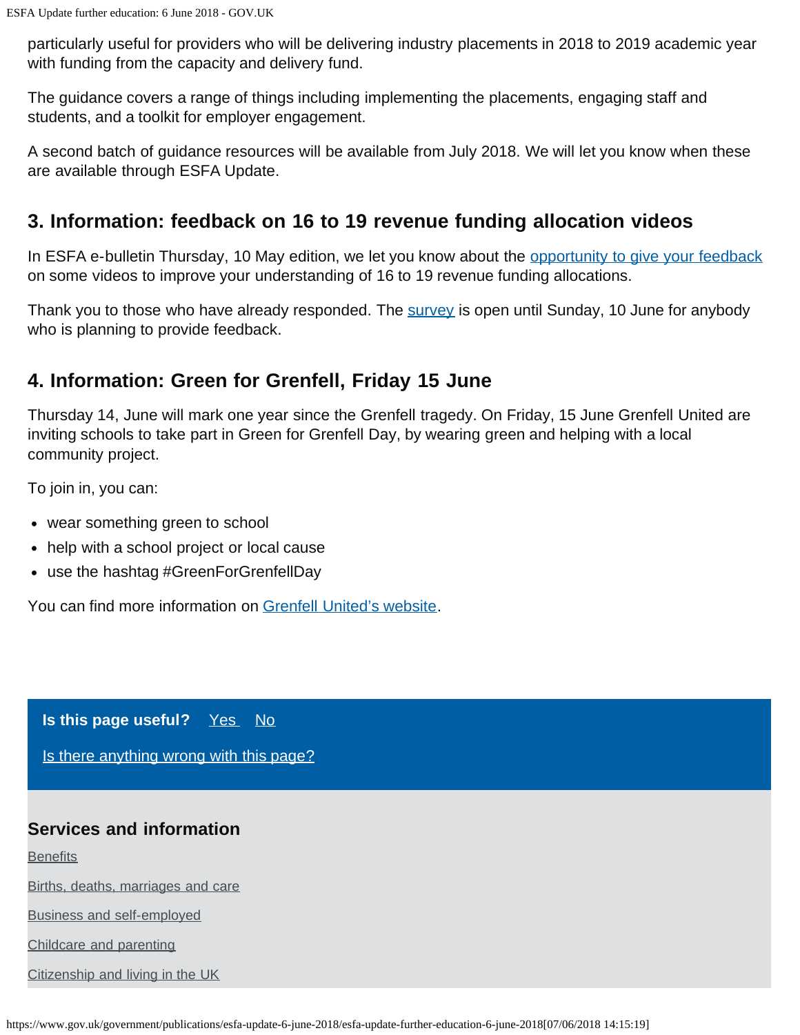particularly useful for providers who will be delivering industry placements in 2018 to 2019 academic year with funding from the capacity and delivery fund.

The guidance covers a range of things including implementing the placements, engaging staff and students, and a toolkit for employer engagement.

A second batch of guidance resources will be available from July 2018. We will let you know when these are available through ESFA Update.

## 3. Information: feedback on 16 to 19 revenue funding allocation videos

In ESFA e-bulletin Thursday, 10 May edition, we let you know about the opportunity to give your feedback on some videos to improve your understanding of 16 to 19 revenue funding allocations.

Thank you to those who have already responded. The survey is open until Sunday, 10 June for anybody who is planning to provide feedback.

## 4. Information: Green for Grenfell, Friday 15 June

Thursday 14, June will mark one year since the Grenfell tragedy. On Friday, 15 June Grenfell United are inviting schools to take part in Green for Grenfell Day, by wearing green and helping with a local community project.

To join in, you can:

- wear something green to school
- help with a school project or local cause
- use the hashtag #GreenForGrenfellDay

You can find more information on Grenfell United's website.

**Is this page useful?** Yes No

Is there anything wrong with this page?

### Services and information

Benefits

Births, deaths, marriages and care

Business and self-employed

Childcare and parenting

Citizenship and living in the UK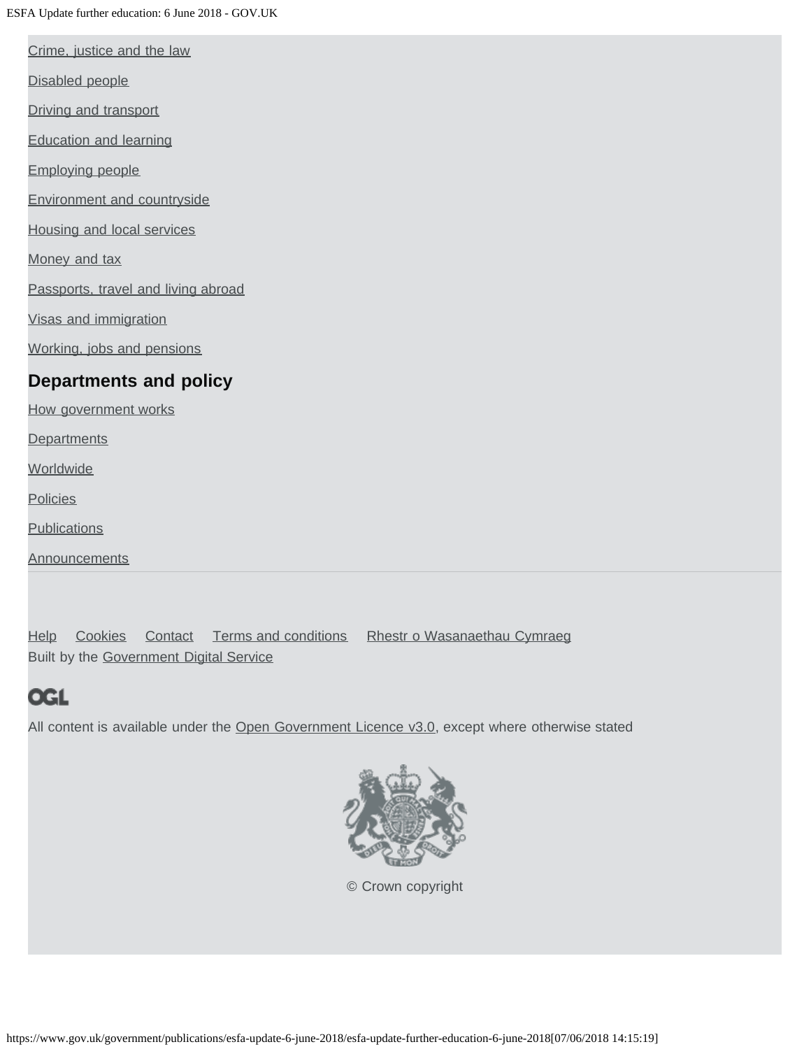Crime, justice and the law

Disabled people

Driving and transport

Education and learning

Employing people

Environment and countryside

Housing and local services

Money and tax

Passports, travel and living abroad

Visas and immigration

Working, jobs and pensions

## Departments and policy

How government works

Departments

Worldwide

Policies

Publications

Announcements

Help Cookies Contact Terms and conditions Rhestr o Wasanaethau Cymraeg

Built by the Government Digital Service

OGL

All content is available under the Open Government Licence v3.0, except where otherwise stated

© Crown copyright